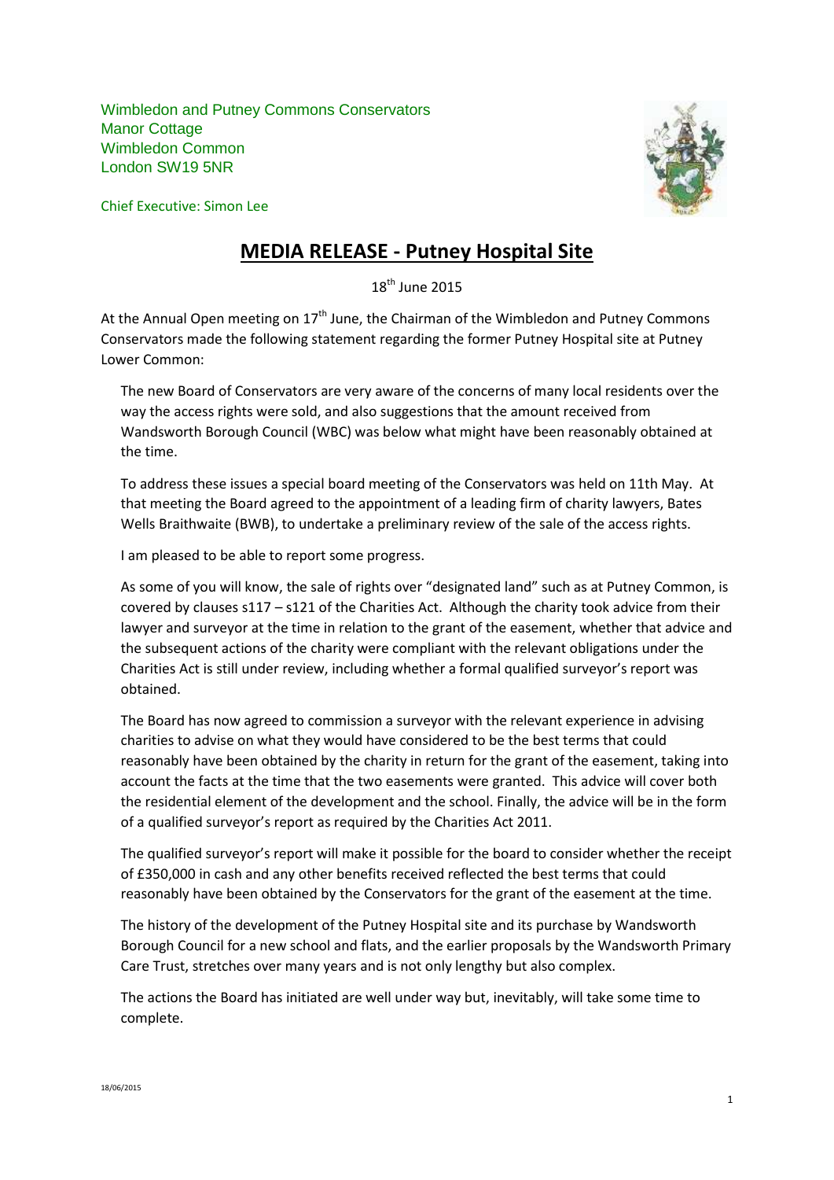Wimbledon and Putney Commons Conservators
Manor Cottage
Wimbledon Common
London SW19 5NR

Chief Executive: Simon Lee

# MEDIA RELEASE - Putney Hospital Site

18th June 2015

At the Annual Open meeting on 17th June, the Chairman of the Wimbledon and Putney Commons Conservators made the following statement regarding the former Putney Hospital site at Putney Lower Common:

> The new Board of Conservators are very aware of the concerns of many local residents over the way the access rights were sold, and also suggestions that the amount received from Wandsworth Borough Council (WBC) was below what might have been reasonably obtained at the time.
>
> To address these issues a special board meeting of the Conservators was held on 11th May. At that meeting the Board agreed to the appointment of a leading firm of charity lawyers, Bates Wells Braithwaite (BWB), to undertake a preliminary review of the sale of the access rights.
>
> I am pleased to be able to report some progress.
>
> As some of you will know, the sale of rights over "designated land" such as at Putney Common, is covered by clauses s117 – s121 of the Charities Act. Although the charity took advice from their lawyer and surveyor at the time in relation to the grant of the easement, whether that advice and the subsequent actions of the charity were compliant with the relevant obligations under the Charities Act is still under review, including whether a formal qualified surveyor's report was obtained.
>
> The Board has now agreed to commission a surveyor with the relevant experience in advising charities to advise on what they would have considered to be the best terms that could reasonably have been obtained by the charity in return for the grant of the easement, taking into account the facts at the time that the two easements were granted. This advice will cover both the residential element of the development and the school. Finally, the advice will be in the form of a qualified surveyor's report as required by the Charities Act 2011.
>
> The qualified surveyor's report will make it possible for the board to consider whether the receipt of £350,000 in cash and any other benefits received reflected the best terms that could reasonably have been obtained by the Conservators for the grant of the easement at the time.
>
> The history of the development of the Putney Hospital site and its purchase by Wandsworth Borough Council for a new school and flats, and the earlier proposals by the Wandsworth Primary Care Trust, stretches over many years and is not only lengthy but also complex.
>
> The actions the Board has initiated are well under way but, inevitably, will take some time to complete.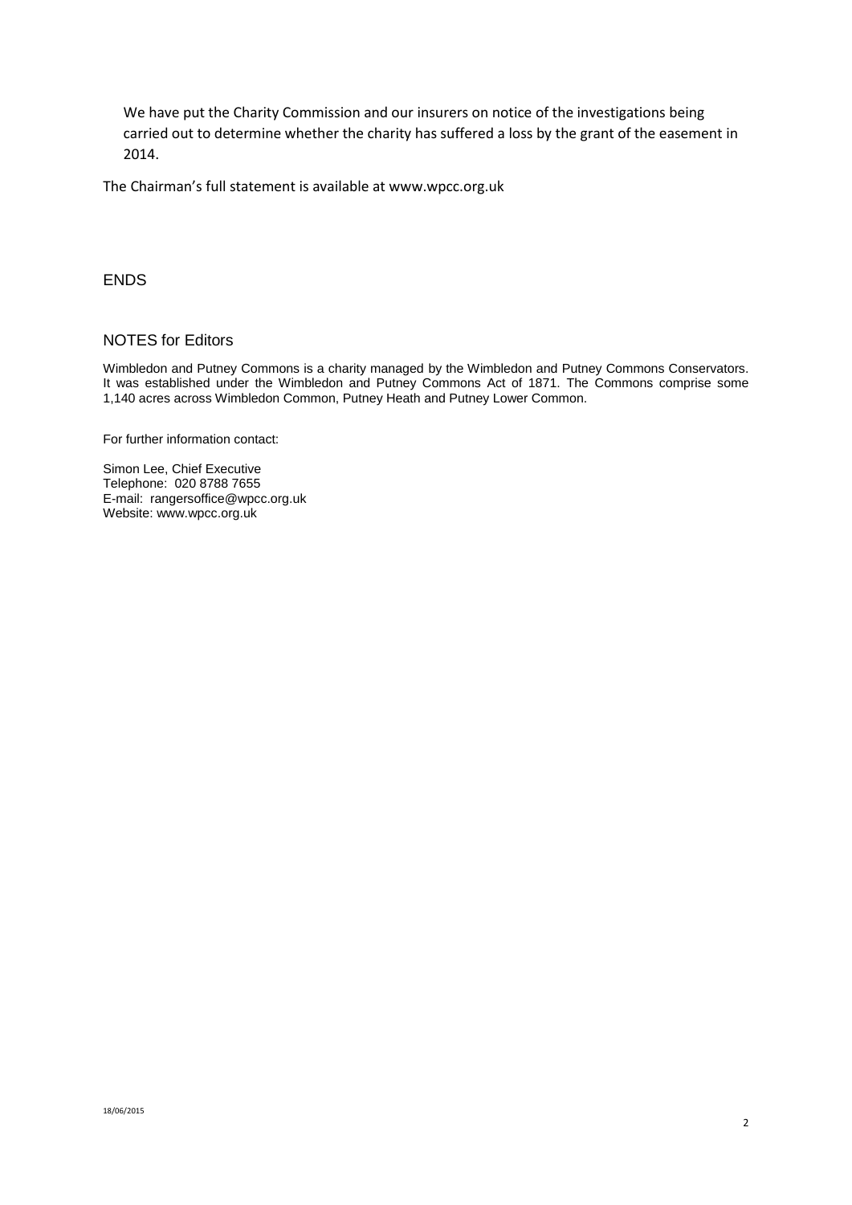We have put the Charity Commission and our insurers on notice of the investigations being carried out to determine whether the charity has suffered a loss by the grant of the easement in 2014.

The Chairman's full statement is available at www.wpcc.org.uk

ENDS

## NOTES for Editors

Wimbledon and Putney Commons is a charity managed by the Wimbledon and Putney Commons Conservators. It was established under the Wimbledon and Putney Commons Act of 1871. The Commons comprise some 1,140 acres across Wimbledon Common, Putney Heath and Putney Lower Common.

For further information contact:

Simon Lee, Chief Executive
Telephone: 020 8788 7655
E-mail: rangersoffice@wpcc.org.uk
Website: www.wpcc.org.uk

18/06/2015